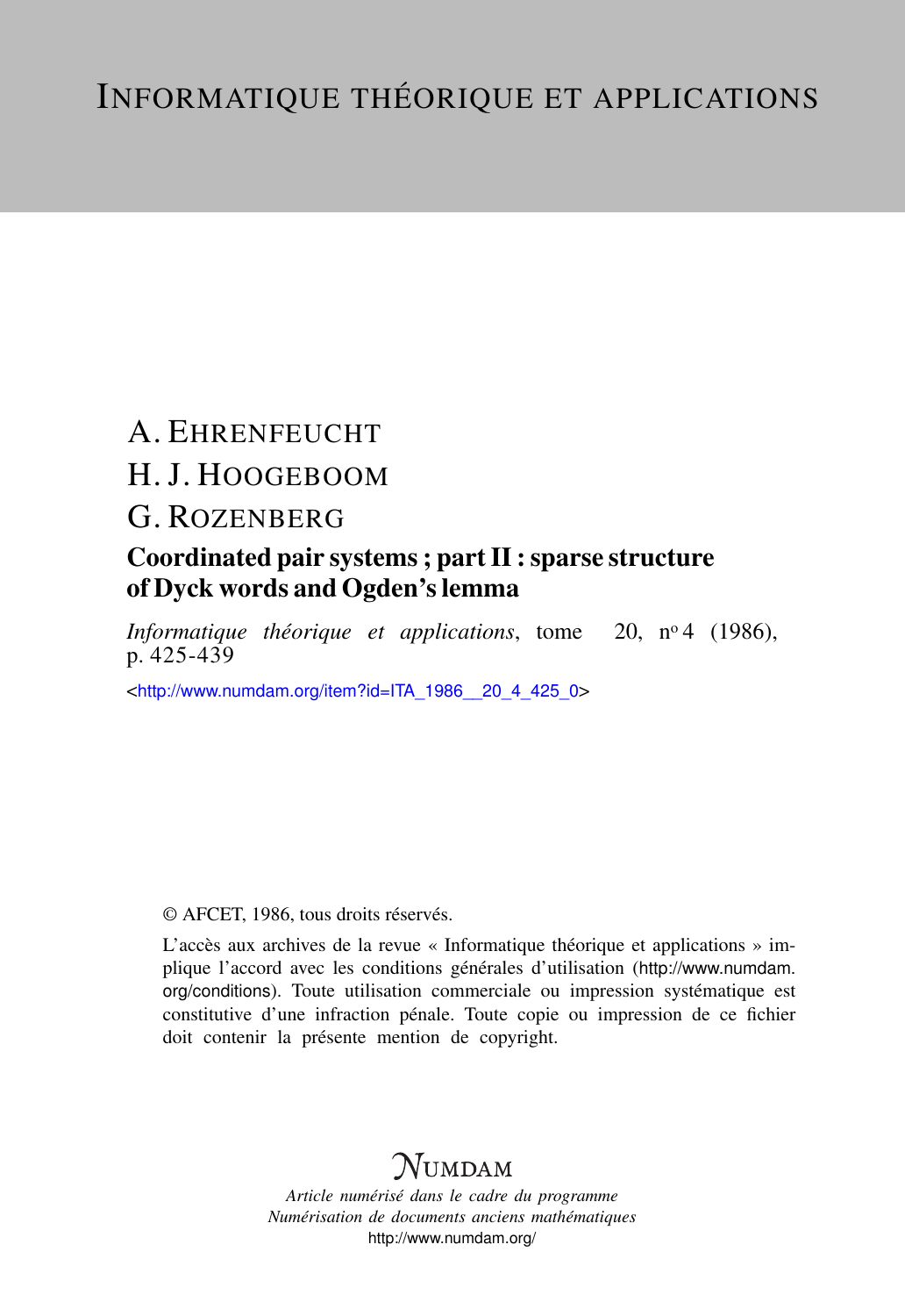# Informatique théorique et applications

A. Ehrenfeucht

H. J. Hoogeboom

G. Rozenberg

## Coordinated pair systems ; part II : sparse structure of Dyck words and Ogden's lemma

*Informatique théorique et applications*, tome 20, nº 4 (1986), p. 425-439

<http://www.numdam.org/item?id=ITA_1986__20_4_425_0>

© AFCET, 1986, tous droits réservés.

L'accès aux archives de la revue « Informatique théorique et applications » implique l'accord avec les conditions générales d'utilisation (http://www.numdam.org/conditions). Toute utilisation commerciale ou impression systématique est constitutive d'une infraction pénale. Toute copie ou impression de ce fichier doit contenir la présente mention de copyright.

Numdam

*Article numérisé dans le cadre du programme Numérisation de documents anciens mathématiques*

http://www.numdam.org/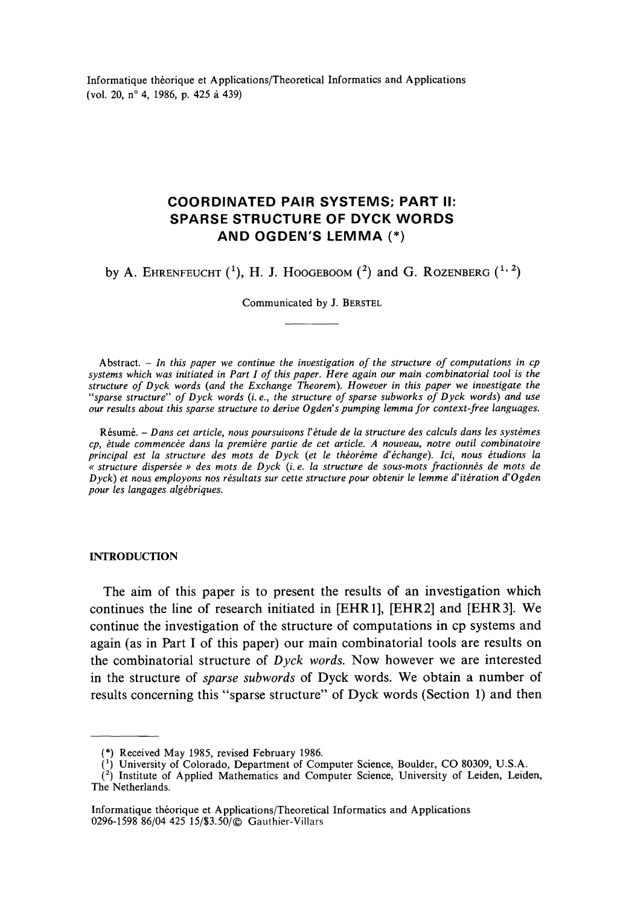Informatique théorique et Applications/Theoretical Informatics and Applications
(vol. 20, n° 4, 1986, p. 425 à 439)

# COORDINATED PAIR SYSTEMS; PART II: SPARSE STRUCTURE OF DYCK WORDS AND OGDEN'S LEMMA (*)

by A. EHRENFEUCHT [1], H. J. HOOGEBOOM [2] and G. ROZENBERG [1, 2]

Communicated by J. BERSTEL

Abstract. – *In this paper we continue the investigation of the structure of computations in cp systems which was initiated in Part I of this paper. Here again our main combinatorial tool is the structure of Dyck words (and the Exchange Theorem). However in this paper we investigate the "sparse structure" of Dyck words (i. e., the structure of sparse subworks of Dyck words) and use our results about this sparse structure to derive Ogden's pumping lemma for context-free languages.*

Résumé. – *Dans cet article, nous poursuivons l'étude de la structure des calculs dans les systèmes cp, étude commencée dans la première partie de cet article. A nouveau, notre outil combinatoire principal est la structure des mots de Dyck (et le théorème d'échange). Ici, nous étudions la « structure dispersée » des mots de Dyck (i. e. la structure de sous-mots fractionnés de mots de Dyck) et nous employons nos résultats sur cette structure pour obtenir le lemme d'itération d'Ogden pour les langages algébriques.*

## INTRODUCTION

The aim of this paper is to present the results of an investigation which continues the line of research initiated in [EHR1], [EHR2] and [EHR3]. We continue the investigation of the structure of computations in cp systems and again (as in Part I of this paper) our main combinatorial tools are results on the combinatorial structure of *Dyck words*. Now however we are interested in the structure of *sparse subwords* of Dyck words. We obtain a number of results concerning this "sparse structure" of Dyck words (Section 1) and then

---

(*) Received May 1985, revised February 1986.

[1] University of Colorado, Department of Computer Science, Boulder, CO 80309, U.S.A.

[2] Institute of Applied Mathematics and Computer Science, University of Leiden, Leiden, The Netherlands.

Informatique théorique et Applications/Theoretical Informatics and Applications
0296-1598 86/04 425 15/$3.50/© Gauthier-Villars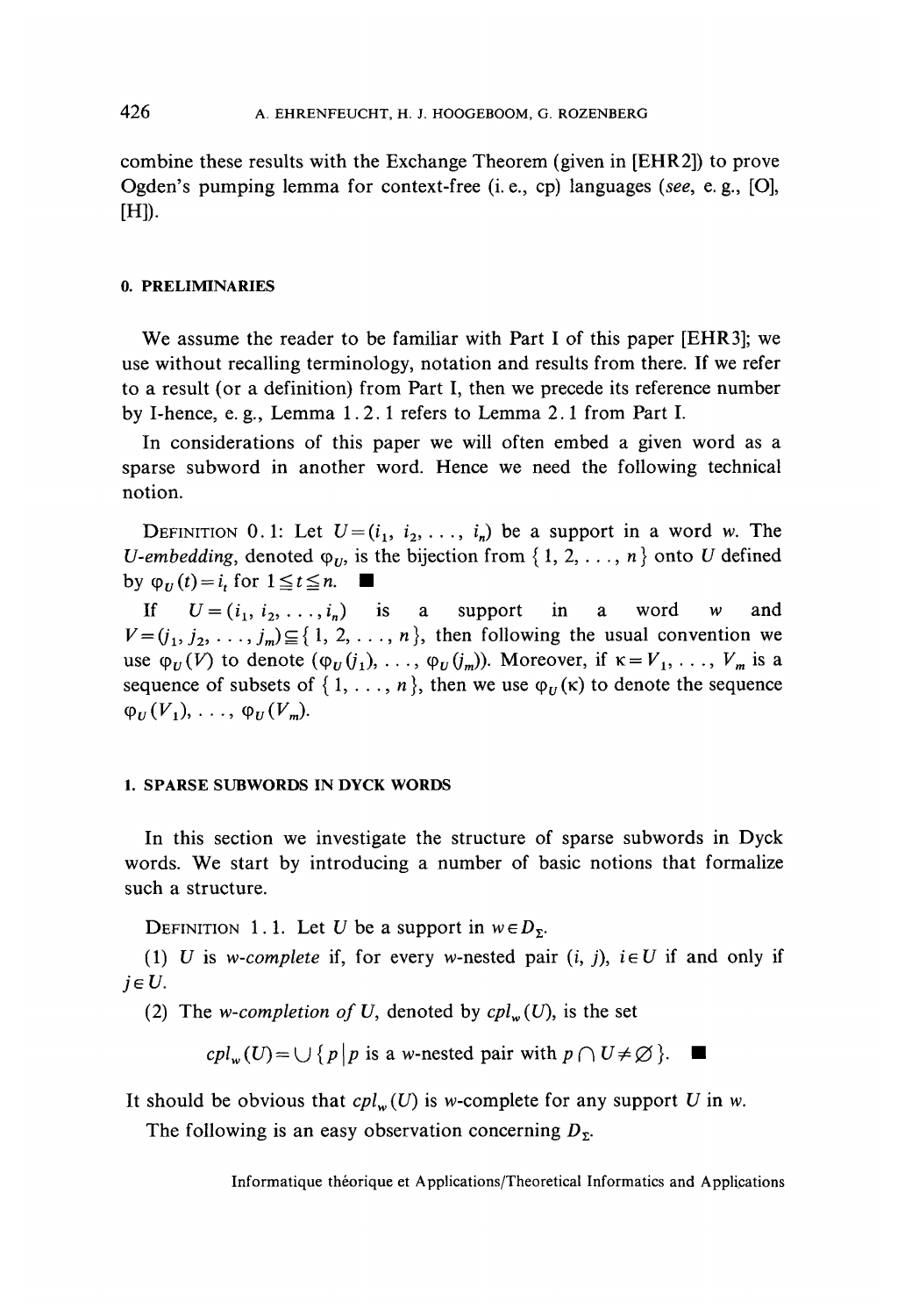combine these results with the Exchange Theorem (given in [EHR2]) to prove Ogden's pumping lemma for context-free (i. e., cp) languages (*see*, e. g., [O], [H]).

## 0. PRELIMINARIES

We assume the reader to be familiar with Part I of this paper [EHR3]; we use without recalling terminology, notation and results from there. If we refer to a result (or a definition) from Part I, then we precede its reference number by I-hence, e. g., Lemma 1.2.1 refers to Lemma 2.1 from Part I.

In considerations of this paper we will often embed a given word as a sparse subword in another word. Hence we need the following technical notion.

DEFINITION 0.1: Let $U=(i_1, i_2, \ldots, i_n)$ be a support in a word $w$. The *U-embedding*, denoted $\varphi_U$, is the bijection from $\{1, 2, \ldots, n\}$ onto $U$ defined by $\varphi_U(t)=i_t$ for $1 \leq t \leq n$. ■

If $U=(i_1, i_2, \ldots, i_n)$ is a support in a word $w$ and $V=(j_1, j_2, \ldots, j_m) \subseteq \{1, 2, \ldots, n\}$, then following the usual convention we use $\varphi_U(V)$ to denote $(\varphi_U(j_1), \ldots, \varphi_U(j_m))$. Moreover, if $\kappa = V_1, \ldots, V_m$ is a sequence of subsets of $\{1, \ldots, n\}$, then we use $\varphi_U(\kappa)$ to denote the sequence $\varphi_U(V_1), \ldots, \varphi_U(V_m)$.

## 1. SPARSE SUBWORDS IN DYCK WORDS

In this section we investigate the structure of sparse subwords in Dyck words. We start by introducing a number of basic notions that formalize such a structure.

DEFINITION 1.1. Let $U$ be a support in $w \in D_\Sigma$.

(1) $U$ is *w-complete* if, for every $w$-nested pair $(i, j)$, $i \in U$ if and only if $j \in U$.

(2) The *w-completion of U*, denoted by $cpl_w(U)$, is the set

$$cpl_w(U) = \cup \{p \mid p \text{ is a } w\text{-nested pair with } p \cap U \neq \varnothing\}. \quad ■$$

It should be obvious that $cpl_w(U)$ is $w$-complete for any support $U$ in $w$.

The following is an easy observation concerning $D_\Sigma$.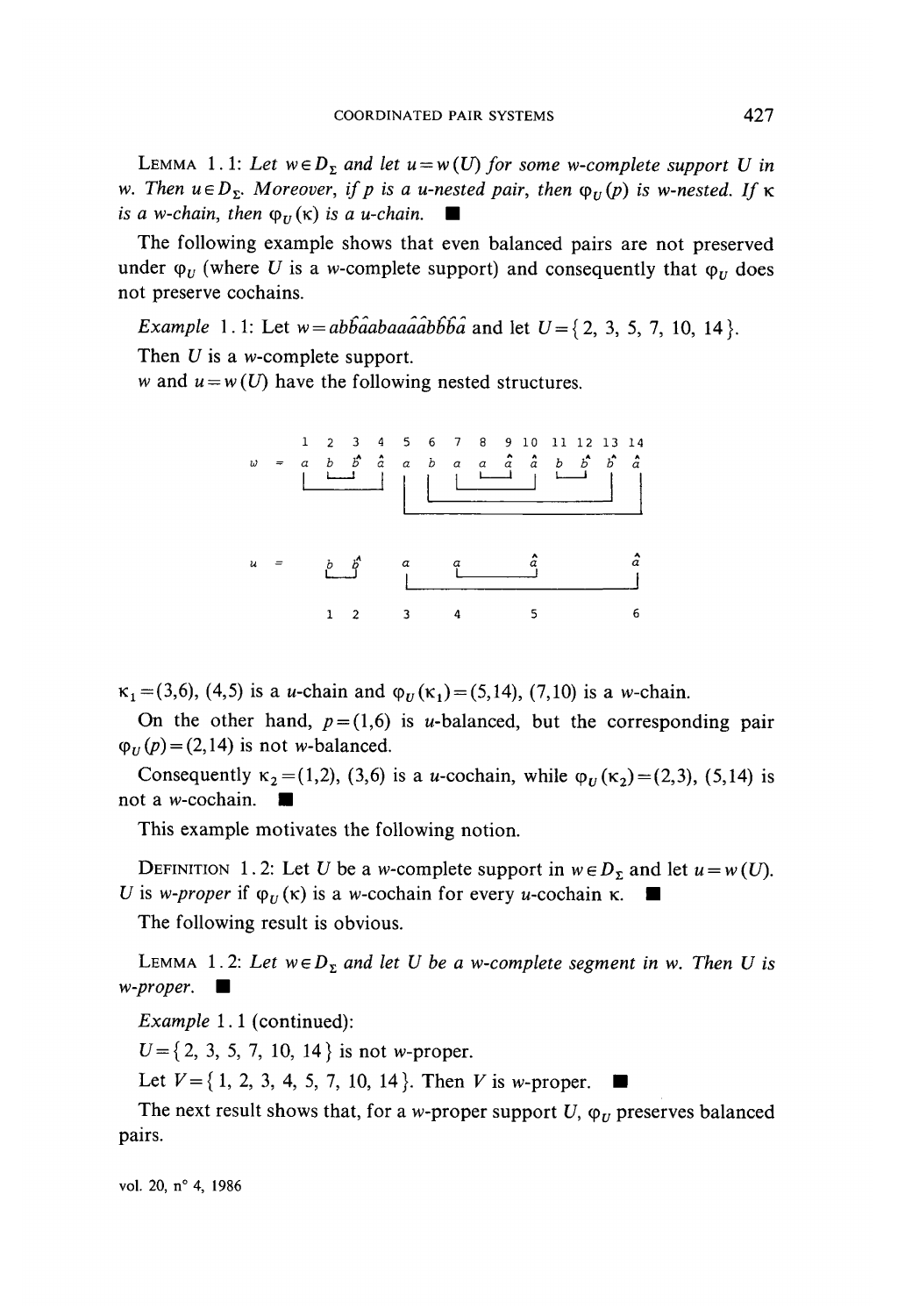LEMMA 1.1: *Let $w \in D_\Sigma$ and let $u = w(U)$ for some w-complete support $U$ in $w$. Then $u \in D_\Sigma$. Moreover, if $p$ is a u-nested pair, then $\varphi_U(p)$ is w-nested. If $\kappa$ is a w-chain, then $\varphi_U(\kappa)$ is a u-chain.* ■

The following example shows that even balanced pairs are not preserved under $\varphi_U$ (where $U$ is a w-complete support) and consequently that $\varphi_U$ does not preserve cochains.

*Example* 1.1: Let $w = ab\hat{b}\hat{a}aba a\hat{a}\hat{a}b\hat{b}\hat{b}\hat{a}$ and let $U = \{2, 3, 5, 7, 10, 14\}$.

Then $U$ is a w-complete support.

$w$ and $u = w(U)$ have the following nested structures.

```
      1  2  3  4   5  6  7  8  9  10  11 12 13 14
w  =  a  b  b̂  â   a  b  a  a  â  â   b  b̂  b̂  â

u  =     b  b̂      a     a         â             â
         1  2      3     4         5             6
```

$\kappa_1 = (3,6), (4,5)$ is a u-chain and $\varphi_U(\kappa_1) = (5,14), (7,10)$ is a w-chain.

On the other hand, $p = (1,6)$ is u-balanced, but the corresponding pair $\varphi_U(p) = (2,14)$ is not w-balanced.

Consequently $\kappa_2 = (1,2), (3,6)$ is a u-cochain, while $\varphi_U(\kappa_2) = (2,3), (5,14)$ is not a w-cochain. ■

This example motivates the following notion.

DEFINITION 1.2: Let $U$ be a w-complete support in $w \in D_\Sigma$ and let $u = w(U)$. $U$ is *w-proper* if $\varphi_U(\kappa)$ is a w-cochain for every u-cochain $\kappa$. ■

The following result is obvious.

LEMMA 1.2: *Let $w \in D_\Sigma$ and let $U$ be a w-complete segment in $w$. Then $U$ is w-proper.* ■

*Example* 1.1 (continued):

$U = \{2, 3, 5, 7, 10, 14\}$ is not w-proper.

Let $V = \{1, 2, 3, 4, 5, 7, 10, 14\}$. Then $V$ is w-proper. ■

The next result shows that, for a w-proper support $U$, $\varphi_U$ preserves balanced pairs.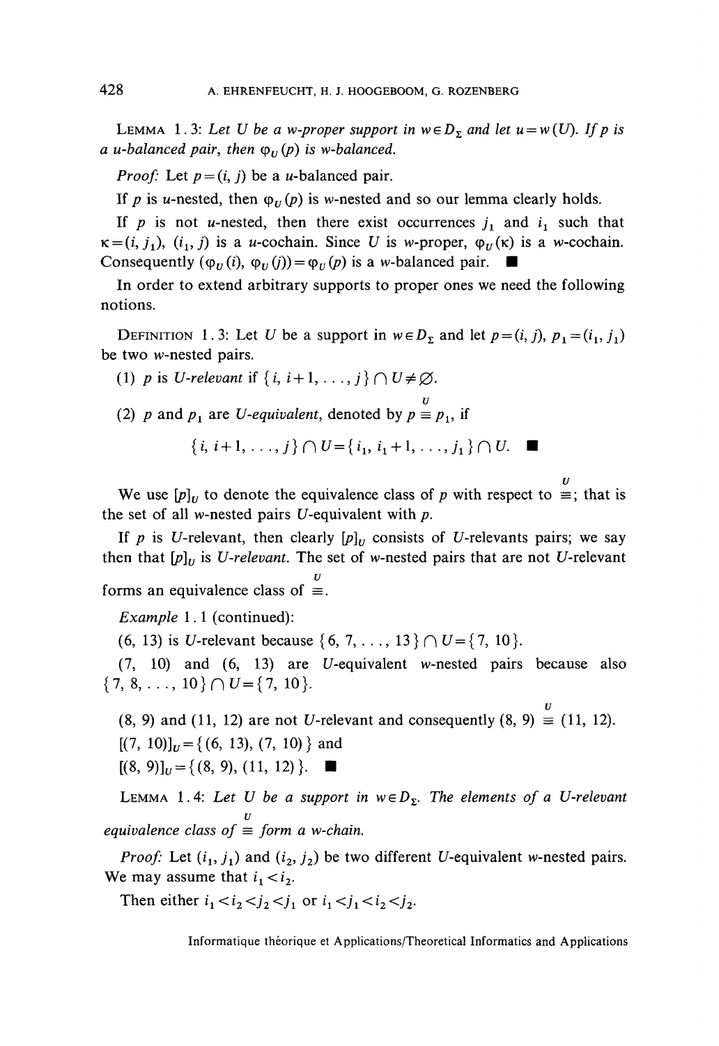LEMMA 1.3: *Let $U$ be a $w$-proper support in $w \in D_\Sigma$ and let $u = w(U)$. If $p$ is a $u$-balanced pair, then $\varphi_U(p)$ is $w$-balanced.*

*Proof:* Let $p = (i, j)$ be a $u$-balanced pair.

If $p$ is $u$-nested, then $\varphi_U(p)$ is $w$-nested and so our lemma clearly holds.

If $p$ is not $u$-nested, then there exist occurrences $j_1$ and $i_1$ such that $\kappa = (i, j_1), (i_1, j)$ is a $u$-cochain. Since $U$ is $w$-proper, $\varphi_U(\kappa)$ is a $w$-cochain. Consequently $(\varphi_U(i), \varphi_U(j)) = \varphi_U(p)$ is a $w$-balanced pair. ■

In order to extend arbitrary supports to proper ones we need the following notions.

DEFINITION 1.3: Let $U$ be a support in $w \in D_\Sigma$ and let $p = (i, j)$, $p_1 = (i_1, j_1)$ be two $w$-nested pairs.

(1) $p$ is *$U$-relevant* if $\{i, i+1, \ldots, j\} \cap U \neq \varnothing$.

(2) $p$ and $p_1$ are *$U$-equivalent*, denoted by $p \overset{U}{\equiv} p_1$, if

$$\{i, i+1, \ldots, j\} \cap U = \{i_1, i_1+1, \ldots, j_1\} \cap U. \quad ■$$

We use $[p]_U$ to denote the equivalence class of $p$ with respect to $\overset{U}{\equiv}$; that is the set of all $w$-nested pairs $U$-equivalent with $p$.

If $p$ is $U$-relevant, then clearly $[p]_U$ consists of $U$-relevants pairs; we say then that $[p]_U$ is *$U$-relevant*. The set of $w$-nested pairs that are not $U$-relevant forms an equivalence class of $\overset{U}{\equiv}$.

*Example* 1.1 (continued):

(6, 13) is $U$-relevant because $\{6, 7, \ldots, 13\} \cap U = \{7, 10\}$.

(7, 10) and (6, 13) are $U$-equivalent $w$-nested pairs because also $\{7, 8, \ldots, 10\} \cap U = \{7, 10\}$.

(8, 9) and (11, 12) are not $U$-relevant and consequently $(8, 9) \overset{U}{\equiv} (11, 12)$.

$[(7, 10)]_U = \{(6, 13), (7, 10)\}$ and

$[(8, 9)]_U = \{(8, 9), (11, 12)\}$. ■

LEMMA 1.4: *Let $U$ be a support in $w \in D_\Sigma$. The elements of a $U$-relevant equivalence class of $\overset{U}{\equiv}$ form a $w$-chain.*

*Proof:* Let $(i_1, j_1)$ and $(i_2, j_2)$ be two different $U$-equivalent $w$-nested pairs. We may assume that $i_1 < i_2$.

Then either $i_1 < i_2 < j_2 < j_1$ or $i_1 < j_1 < i_2 < j_2$.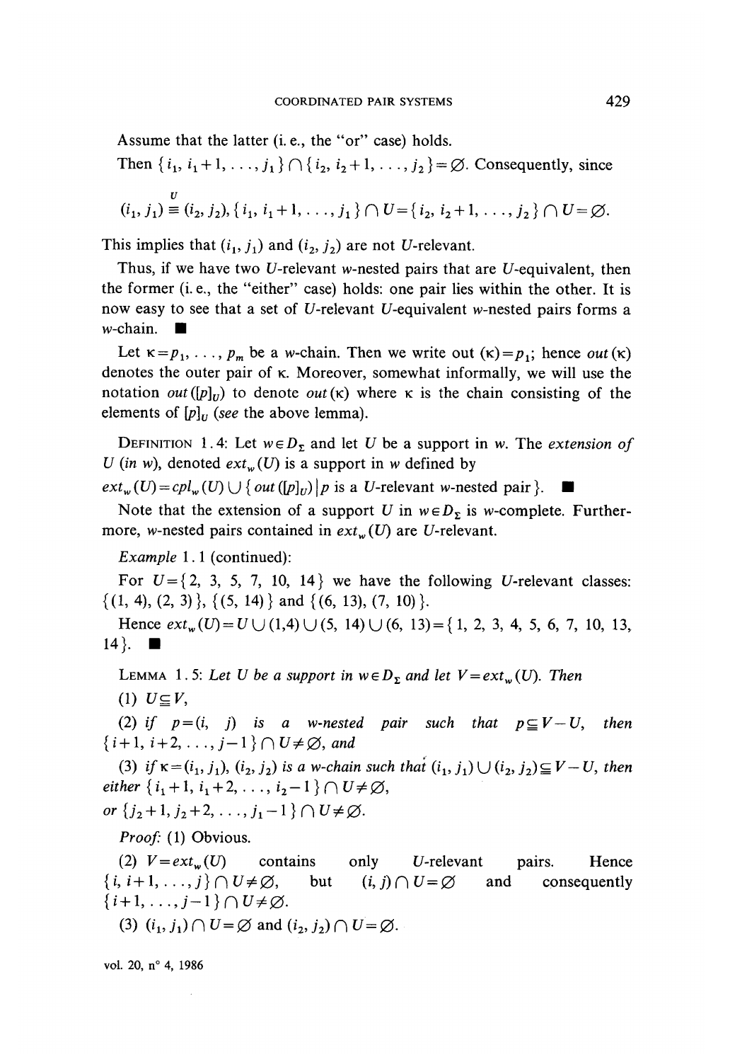Assume that the latter (i. e., the "or" case) holds.

Then $\{i_1, i_1+1, \ldots, j_1\} \cap \{i_2, i_2+1, \ldots, j_2\} = \varnothing$. Consequently, since

$(i_1, j_1) \overset{U}{\equiv} (i_2, j_2), \{i_1, i_1+1, \ldots, j_1\} \cap U = \{i_2, i_2+1, \ldots, j_2\} \cap U = \varnothing.$

This implies that $(i_1, j_1)$ and $(i_2, j_2)$ are not $U$-relevant.

Thus, if we have two $U$-relevant $w$-nested pairs that are $U$-equivalent, then the former (i. e., the "either" case) holds: one pair lies within the other. It is now easy to see that a set of $U$-relevant $U$-equivalent $w$-nested pairs forms a $w$-chain. ■

Let $\kappa = p_1, \ldots, p_m$ be a $w$-chain. Then we write out $(\kappa) = p_1$; hence *out* $(\kappa)$ denotes the outer pair of $\kappa$. Moreover, somewhat informally, we will use the notation $out([p]_U)$ to denote $out(\kappa)$ where $\kappa$ is the chain consisting of the elements of $[p]_U$ (*see* the above lemma).

DEFINITION 1.4: Let $w \in D_\Sigma$ and let $U$ be a support in $w$. The *extension of* $U$ (*in* $w$), denoted $ext_w(U)$ is a support in $w$ defined by

$ext_w(U) = cpl_w(U) \cup \{ out([p]_U) \mid p \text{ is a } U\text{-relevant } w\text{-nested pair} \}$. ■

Note that the extension of a support $U$ in $w \in D_\Sigma$ is $w$-complete. Furthermore, $w$-nested pairs contained in $ext_w(U)$ are $U$-relevant.

*Example* 1.1 (continued):

For $U = \{2, 3, 5, 7, 10, 14\}$ we have the following $U$-relevant classes: $\{(1, 4), (2, 3)\}$, $\{(5, 14)\}$ and $\{(6, 13), (7, 10)\}$.

Hence $ext_w(U) = U \cup (1,4) \cup (5, 14) \cup (6, 13) = \{1, 2, 3, 4, 5, 6, 7, 10, 13, 14\}$. ■

LEMMA 1.5: *Let $U$ be a support in $w \in D_\Sigma$ and let $V = ext_w(U)$. Then*

(1) $U \subseteq V$,

(2) *if $p = (i, j)$ is a $w$-nested pair such that $p \subseteq V - U$, then $\{i+1, i+2, \ldots, j-1\} \cap U \neq \varnothing$, and*

(3) *if $\kappa = (i_1, j_1), (i_2, j_2)$ is a $w$-chain such that $(i_1, j_1) \cup (i_2, j_2) \subseteq V - U$, then either $\{i_1+1, i_1+2, \ldots, i_2-1\} \cap U \neq \varnothing$,*
*or $\{j_2+1, j_2+2, \ldots, j_1-1\} \cap U \neq \varnothing$.*

*Proof:* (1) Obvious.

(2) $V = ext_w(U)$ contains only $U$-relevant pairs. Hence $\{i, i+1, \ldots, j\} \cap U \neq \varnothing$, but $(i, j) \cap U = \varnothing$ and consequently $\{i+1, \ldots, j-1\} \cap U \neq \varnothing$.

(3) $(i_1, j_1) \cap U = \varnothing$ and $(i_2, j_2) \cap U = \varnothing$.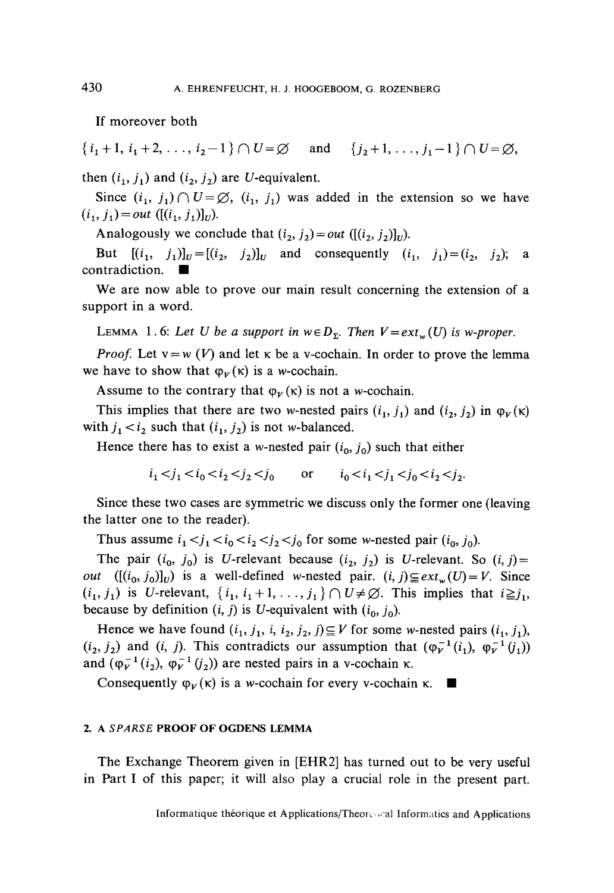If moreover both

$$\{i_1+1, i_1+2, \ldots, i_2-1\} \cap U = \varnothing \quad \text{and} \quad \{j_2+1, \ldots, j_1-1\} \cap U = \varnothing,$$

then $(i_1, j_1)$ and $(i_2, j_2)$ are $U$-equivalent.

Since $(i_1, j_1) \cap U = \varnothing$, $(i_1, j_1)$ was added in the extension so we have $(i_1, j_1) = out([(i_1, j_1)]_U)$.

Analogously we conclude that $(i_2, j_2) = out([(i_2, j_2)]_U)$.

But $[(i_1, j_1)]_U = [(i_2, j_2)]_U$ and consequently $(i_1, j_1) = (i_2, j_2)$; a contradiction. ■

We are now able to prove our main result concerning the extension of a support in a word.

LEMMA 1.6: *Let $U$ be a support in $w \in D_\Sigma$. Then $V = ext_w(U)$ is $w$-proper.*

*Proof.* Let $v = w(V)$ and let $\kappa$ be a v-cochain. In order to prove the lemma we have to show that $\varphi_V(\kappa)$ is a $w$-cochain.

Assume to the contrary that $\varphi_V(\kappa)$ is not a $w$-cochain.

This implies that there are two $w$-nested pairs $(i_1, j_1)$ and $(i_2, j_2)$ in $\varphi_V(\kappa)$ with $j_1 < i_2$ such that $(i_1, j_2)$ is not $w$-balanced.

Hence there has to exist a $w$-nested pair $(i_0, j_0)$ such that either

$$i_1 < j_1 < i_0 < i_2 < j_2 < j_0 \quad \text{or} \quad i_0 < i_1 < j_1 < j_0 < i_2 < j_2.$$

Since these two cases are symmetric we discuss only the former one (leaving the latter one to the reader).

Thus assume $i_1 < j_1 < i_0 < i_2 < j_2 < j_0$ for some $w$-nested pair $(i_0, j_0)$.

The pair $(i_0, j_0)$ is $U$-relevant because $(i_2, j_2)$ is $U$-relevant. So $(i, j) = out([(i_0, j_0)]_U)$ is a well-defined $w$-nested pair. $(i, j) \subseteq ext_w(U) = V$. Since $(i_1, j_1)$ is $U$-relevant, $\{i_1, i_1+1, \ldots, j_1\} \cap U \neq \varnothing$. This implies that $i \geqq j_1$, because by definition $(i, j)$ is $U$-equivalent with $(i_0, j_0)$.

Hence we have found $(i_1, j_1, i, i_2, j_2, j) \subseteq V$ for some $w$-nested pairs $(i_1, j_1)$, $(i_2, j_2)$ and $(i, j)$. This contradicts our assumption that $(\varphi_V^{-1}(i_1), \varphi_V^{-1}(j_1))$ and $(\varphi_V^{-1}(i_2), \varphi_V^{-1}(j_2))$ are nested pairs in a v-cochain $\kappa$.

Consequently $\varphi_V(\kappa)$ is a $w$-cochain for every v-cochain $\kappa$. ■

## 2. A *SPARSE* PROOF OF OGDENS LEMMA

The Exchange Theorem given in [EHR2] has turned out to be very useful in Part I of this paper; it will also play a crucial role in the present part.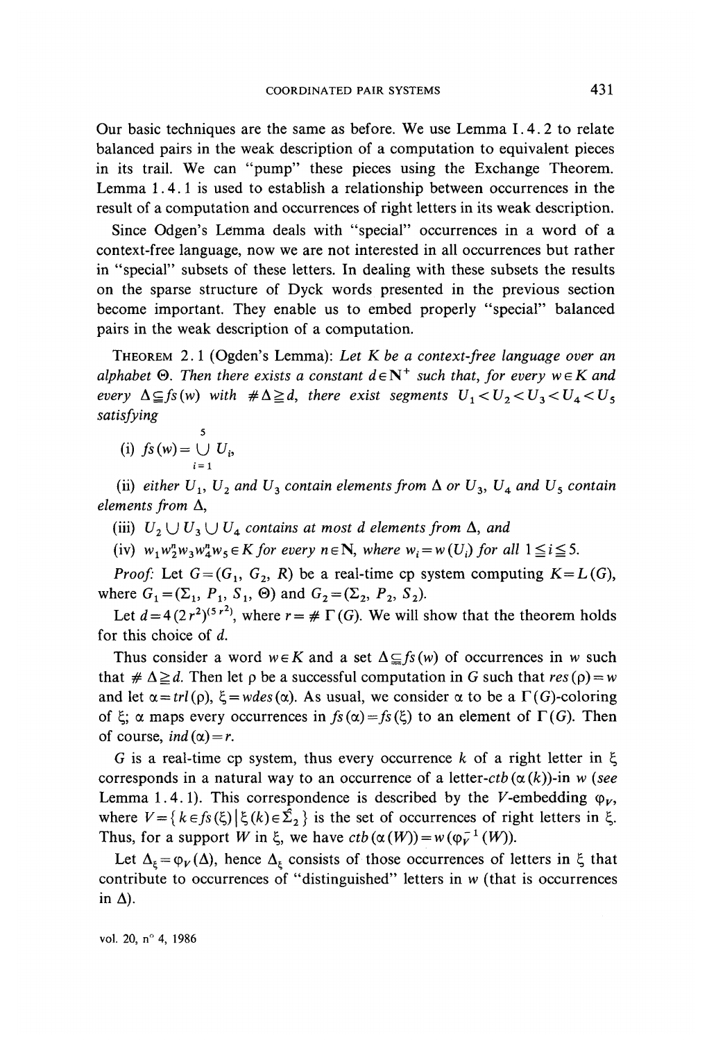Our basic techniques are the same as before. We use Lemma I.4.2 to relate balanced pairs in the weak description of a computation to equivalent pieces in its trail. We can "pump" these pieces using the Exchange Theorem. Lemma 1.4.1 is used to establish a relationship between occurrences in the result of a computation and occurrences of right letters in its weak description.

Since Odgen's Lemma deals with "special" occurrences in a word of a context-free language, now we are not interested in all occurrences but rather in "special" subsets of these letters. In dealing with these subsets the results on the sparse structure of Dyck words presented in the previous section become important. They enable us to embed properly "special" balanced pairs in the weak description of a computation.

THEOREM 2.1 (Ogden's Lemma): *Let $K$ be a context-free language over an alphabet $\Theta$. Then there exists a constant $d \in \mathbf{N}^+$ such that, for every $w \in K$ and every $\Delta \subseteq fs(w)$ with $\# \Delta \geqq d$, there exist segments $U_1 < U_2 < U_3 < U_4 < U_5$ satisfying*

(i) $fs(w) = \bigcup_{i=1}^{5} U_i$,

(ii) *either $U_1$, $U_2$ and $U_3$ contain elements from $\Delta$ or $U_3$, $U_4$ and $U_5$ contain elements from $\Delta$,*

(iii) *$U_2 \cup U_3 \cup U_4$ contains at most $d$ elements from $\Delta$, and*

(iv) *$w_1 w_2^n w_3 w_4^n w_5 \in K$ for every $n \in \mathbf{N}$, where $w_i = w(U_i)$ for all $1 \leqq i \leqq 5$.*

*Proof:* Let $G = (G_1, G_2, R)$ be a real-time cp system computing $K = L(G)$, where $G_1 = (\Sigma_1, P_1, S_1, \Theta)$ and $G_2 = (\Sigma_2, P_2, S_2)$.

Let $d = 4(2r^2)^{(5r^2)}$, where $r = \# \Gamma(G)$. We will show that the theorem holds for this choice of $d$.

Thus consider a word $w \in K$ and a set $\Delta \subseteq fs(w)$ of occurrences in $w$ such that $\# \Delta \geqq d$. Then let $\rho$ be a successful computation in $G$ such that $res(\rho) = w$ and let $\alpha = trl(\rho)$, $\xi = wdes(\alpha)$. As usual, we consider $\alpha$ to be a $\Gamma(G)$-coloring of $\xi$; $\alpha$ maps every occurrences in $fs(\alpha) = fs(\xi)$ to an element of $\Gamma(G)$. Then of course, $ind(\alpha) = r$.

$G$ is a real-time cp system, thus every occurrence $k$ of a right letter in $\xi$ corresponds in a natural way to an occurrence of a letter-$ctb(\alpha(k))$-in $w$ (*see* Lemma 1.4.1). This correspondence is described by the $V$-embedding $\varphi_V$, where $V = \{ k \in fs(\xi) \mid \xi(k) \in \hat{\Sigma}_2 \}$ is the set of occurrences of right letters in $\xi$. Thus, for a support $W$ in $\xi$, we have $ctb(\alpha(W)) = w(\varphi_V^{-1}(W))$.

Let $\Delta_\xi = \varphi_V(\Delta)$, hence $\Delta_\xi$ consists of those occurrences of letters in $\xi$ that contribute to occurrences of "distinguished" letters in $w$ (that is occurrences in $\Delta$).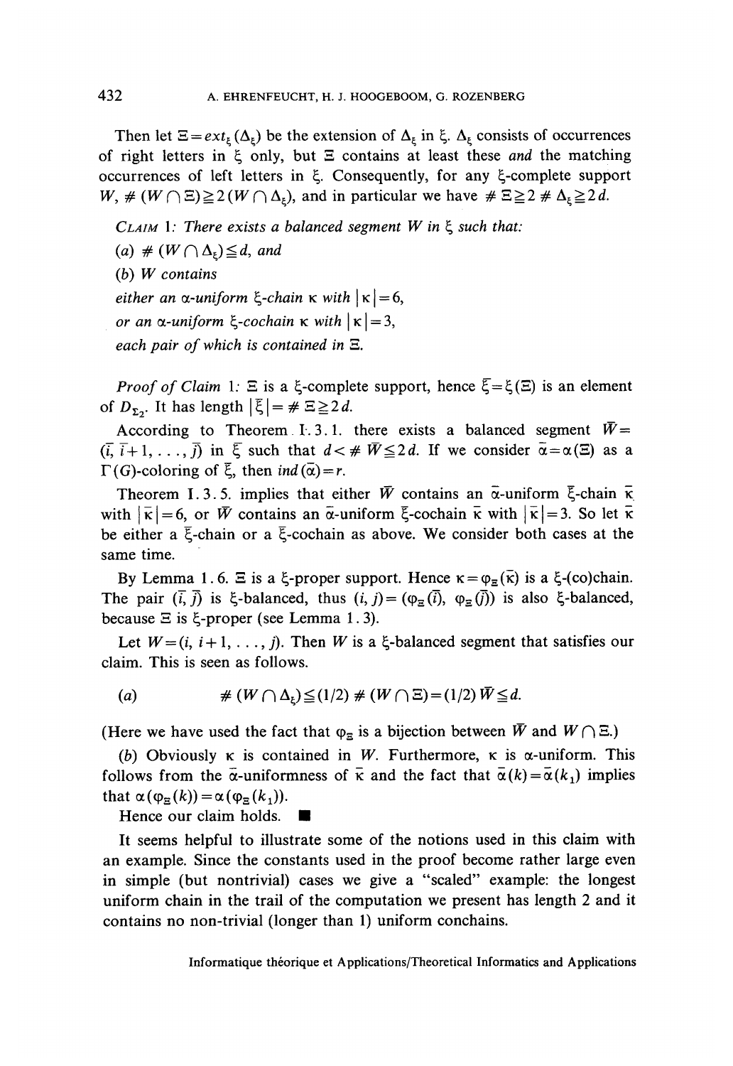Then let $\Xi = ext_\xi(\Delta_\xi)$ be the extension of $\Delta_\xi$ in $\xi$. $\Delta_\xi$ consists of occurrences of right letters in $\xi$ only, but $\Xi$ contains at least these *and* the matching occurrences of left letters in $\xi$. Consequently, for any $\xi$-complete support $W$, $\#(W \cap \Xi) \geqq 2(W \cap \Delta_\xi)$, and in particular we have $\# \Xi \geqq 2 \# \Delta_\xi \geqq 2d$.

*CLAIM* 1: *There exists a balanced segment $W$ in $\xi$ such that:*

*(a) $\#(W \cap \Delta_\xi) \leqq d$, and*

*(b) $W$ contains*

*either an $\alpha$-uniform $\xi$-chain $\kappa$ with $|\kappa| = 6$,*

*or an $\alpha$-uniform $\xi$-cochain $\kappa$ with $|\kappa| = 3$,*

*each pair of which is contained in $\Xi$.*

*Proof of Claim* 1: $\Xi$ is a $\xi$-complete support, hence $\bar{\xi} = \xi(\Xi)$ is an element of $D_{\Sigma_2}$. It has length $|\bar{\xi}| = \# \Xi \geqq 2d$.

According to Theorem I.3.1. there exists a balanced segment $\bar{W} = (\bar{i}, \bar{i}+1, \ldots, \bar{j})$ in $\bar{\xi}$ such that $d < \# \bar{W} \leqq 2d$. If we consider $\bar{\alpha} = \alpha(\Xi)$ as a $\Gamma(G)$-coloring of $\bar{\xi}$, then $ind(\bar{\alpha}) = r$.

Theorem I.3.5. implies that either $\bar{W}$ contains an $\bar{\alpha}$-uniform $\bar{\xi}$-chain $\bar{\kappa}$ with $|\bar{\kappa}| = 6$, or $\bar{W}$ contains an $\bar{\alpha}$-uniform $\bar{\xi}$-cochain $\bar{\kappa}$ with $|\bar{\kappa}| = 3$. So let $\bar{\kappa}$ be either a $\bar{\xi}$-chain or a $\bar{\xi}$-cochain as above. We consider both cases at the same time.

By Lemma 1.6. $\Xi$ is a $\xi$-proper support. Hence $\kappa = \varphi_\Xi(\bar{\kappa})$ is a $\xi$-(co)chain. The pair $(\bar{i}, \bar{j})$ is $\bar{\xi}$-balanced, thus $(i, j) = (\varphi_\Xi(\bar{i}), \varphi_\Xi(\bar{j}))$ is also $\xi$-balanced, because $\Xi$ is $\xi$-proper (see Lemma 1.3).

Let $W = (i, i+1, \ldots, j)$. Then $W$ is a $\xi$-balanced segment that satisfies our claim. This is seen as follows.

$$(a) \qquad \#(W \cap \Delta_\xi) \leqq (1/2) \#(W \cap \Xi) = (1/2) \bar{W} \leqq d.$$

(Here we have used the fact that $\varphi_\Xi$ is a bijection between $\bar{W}$ and $W \cap \Xi$.)

(b) Obviously $\kappa$ is contained in $W$. Furthermore, $\kappa$ is $\alpha$-uniform. This follows from the $\bar{\alpha}$-uniformness of $\bar{\kappa}$ and the fact that $\bar{\alpha}(k) = \bar{\alpha}(k_1)$ implies that $\alpha(\varphi_\Xi(k)) = \alpha(\varphi_\Xi(k_1))$.

Hence our claim holds. ■

It seems helpful to illustrate some of the notions used in this claim with an example. Since the constants used in the proof become rather large even in simple (but nontrivial) cases we give a "scaled" example: the longest uniform chain in the trail of the computation we present has length 2 and it contains no non-trivial (longer than 1) uniform conchains.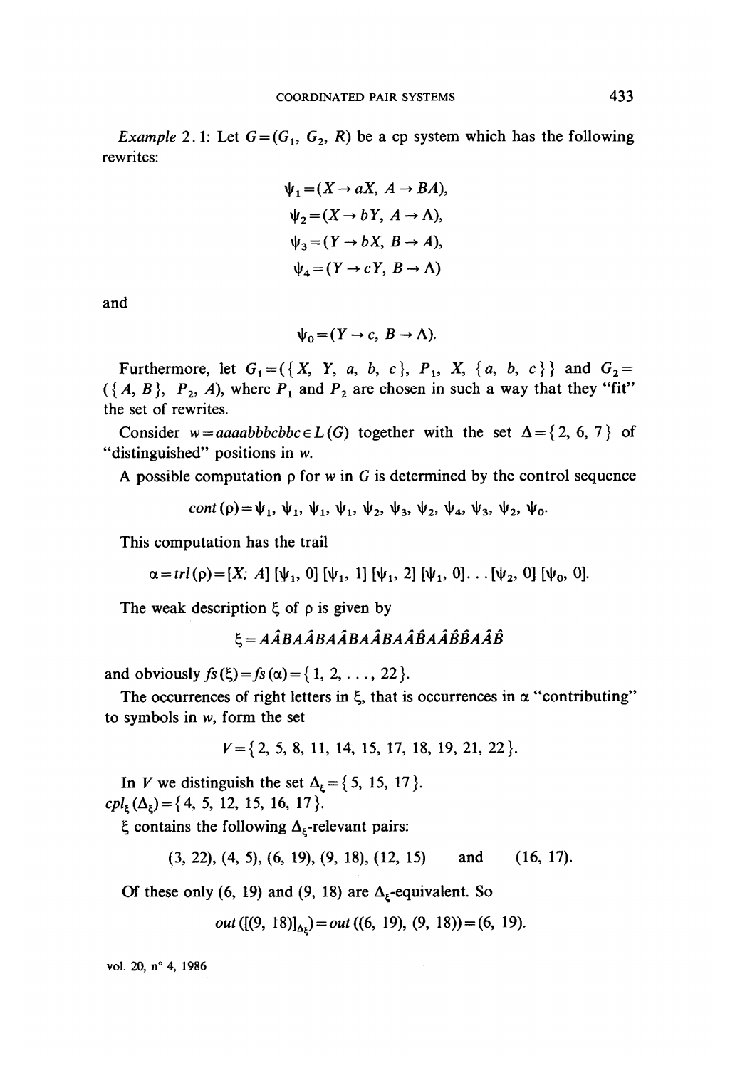*Example* 2.1: Let $G=(G_1, G_2, R)$ be a cp system which has the following rewrites:

$$\psi_1=(X \to aX,\ A \to BA),$$
$$\psi_2=(X \to bY,\ A \to \Lambda),$$
$$\psi_3=(Y \to bX,\ B \to A),$$
$$\psi_4=(Y \to cY,\ B \to \Lambda)$$

and

$$\psi_0=(Y \to c,\ B \to \Lambda).$$

Furthermore, let $G_1=(\{X, Y, a, b, c\}, P_1, X, \{a, b, c\})$ and $G_2=(\{A, B\}, P_2, A)$, where $P_1$ and $P_2$ are chosen in such a way that they "fit" the set of rewrites.

Consider $w=aaaabbbcbbc \in L(G)$ together with the set $\Delta=\{2, 6, 7\}$ of "distinguished" positions in $w$.

A possible computation $\rho$ for $w$ in $G$ is determined by the control sequence

$$cont(\rho)=\psi_1, \psi_1, \psi_1, \psi_1, \psi_2, \psi_3, \psi_2, \psi_4, \psi_3, \psi_2, \psi_0.$$

This computation has the trail

$$\alpha=trl(\rho)=[X; A]\,[\psi_1, 0]\,[\psi_1, 1]\,[\psi_1, 2]\,[\psi_1, 0] \ldots [\psi_2, 0]\,[\psi_0, 0].$$

The weak description $\xi$ of $\rho$ is given by

$$\xi=A\hat{A}BA\hat{A}BA\hat{A}BA\hat{A}BA\hat{A}\hat{B}A\hat{A}\hat{B}\hat{B}A\hat{A}\hat{B}$$

and obviously $fs(\xi)=fs(\alpha)=\{1, 2, \ldots, 22\}$.

The occurrences of right letters in $\xi$, that is occurrences in $\alpha$ "contributing" to symbols in $w$, form the set

$$V=\{2, 5, 8, 11, 14, 15, 17, 18, 19, 21, 22\}.$$

In $V$ we distinguish the set $\Delta_\xi=\{5, 15, 17\}$.

$cpl_\xi(\Delta_\xi)=\{4, 5, 12, 15, 16, 17\}$.

$\xi$ contains the following $\Delta_\xi$-relevant pairs:

$$(3, 22), (4, 5), (6, 19), (9, 18), (12, 15) \quad \text{and} \quad (16, 17).$$

Of these only $(6, 19)$ and $(9, 18)$ are $\Delta_\xi$-equivalent. So

$$out([(9, 18)]_{\Delta_\xi})=out((6, 19), (9, 18))=(6, 19).$$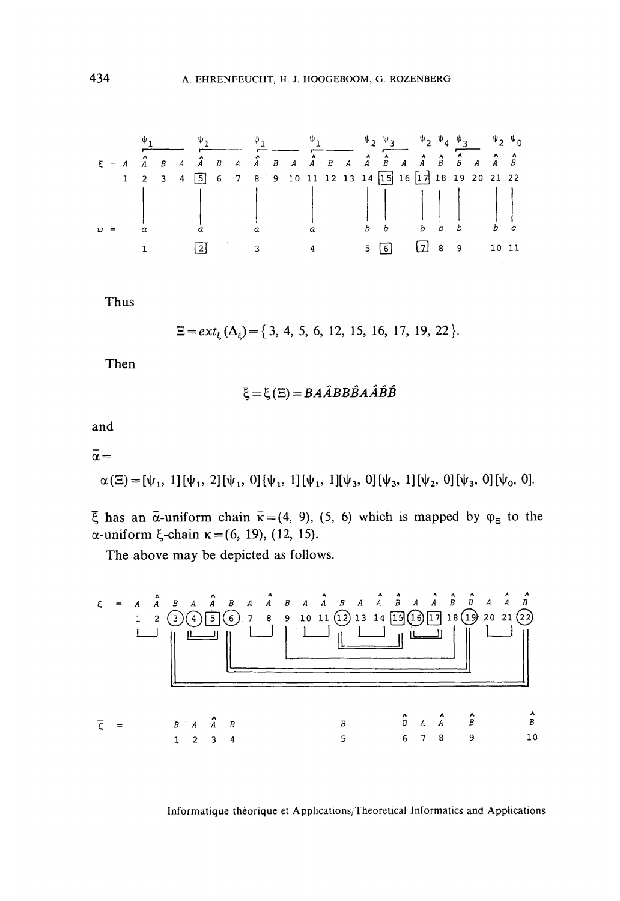```
              ψ1          ψ1          ψ1          ψ1          ψ2 ψ3       ψ2 ψ4 ψ3       ψ2 ψ0
           ┌───────    ┌───────    ┌───────    ┌───────      ┌───        ┌───   ┌───        
         ^           ^           ^           ^           ^  ^        ^  ^  ^        ^  ^
ξ = A    A   B   A   A   B   A   A   B   A   A   B   A   A  B   A    A  B  B   A    A  B
    1    2   3   4  [5]  6   7   8   9  10  11  12  13  14 [15] 16 [17] 18 19  20  21  22
         |           |           |           |           |  |        |  |  |        |  |
w =      a           a           a           a           b  b        b  c  b        b  c
         1          [2]          3           4           5 [6]      [7] 8  9       10 11
```

Thus

$$\Xi = ext_{\xi}(\Delta_{\xi}) = \{3, 4, 5, 6, 12, 15, 16, 17, 19, 22\}.$$

Then

$$\bar{\xi} = \xi(\Xi) = BA\hat{A}BB\hat{B}A\hat{A}\hat{B}\hat{B}$$

and

$\bar{\alpha} =$

$\alpha(\Xi) = [\psi_1, 1][\psi_1, 2][\psi_1, 0][\psi_1, 1][\psi_1, 1][\psi_3, 0][\psi_3, 1][\psi_2, 0][\psi_3, 0][\psi_0, 0].$

$\bar{\xi}$ has an $\bar{\alpha}$-uniform chain $\bar{\kappa} = (4, 9), (5, 6)$ which is mapped by $\varphi_{\Xi}$ to the $\alpha$-uniform $\xi$-chain $\kappa = (6, 19), (12, 15)$.

The above may be depicted as follows.

```
         ^           ^           ^           ^           ^  ^        ^  ^  ^        ^  ^
ξ = A    A   B   A   A   B   A   A   B   A   A   B   A   A  B   A    A  B  B   A    A  B
    1    2  (3) (4) [5] (6)  7   8   9  10  11 (12) 13  14 [15](16) [17] 18 (19) 20  21 (22)

                                 ^                          ^   ^   ^           ^
ξ̄ =         B   A   Â   B                  B               B̂   A   Â   B̂          B̂
            1   2   3   4                  5               6   7   8   9          10
```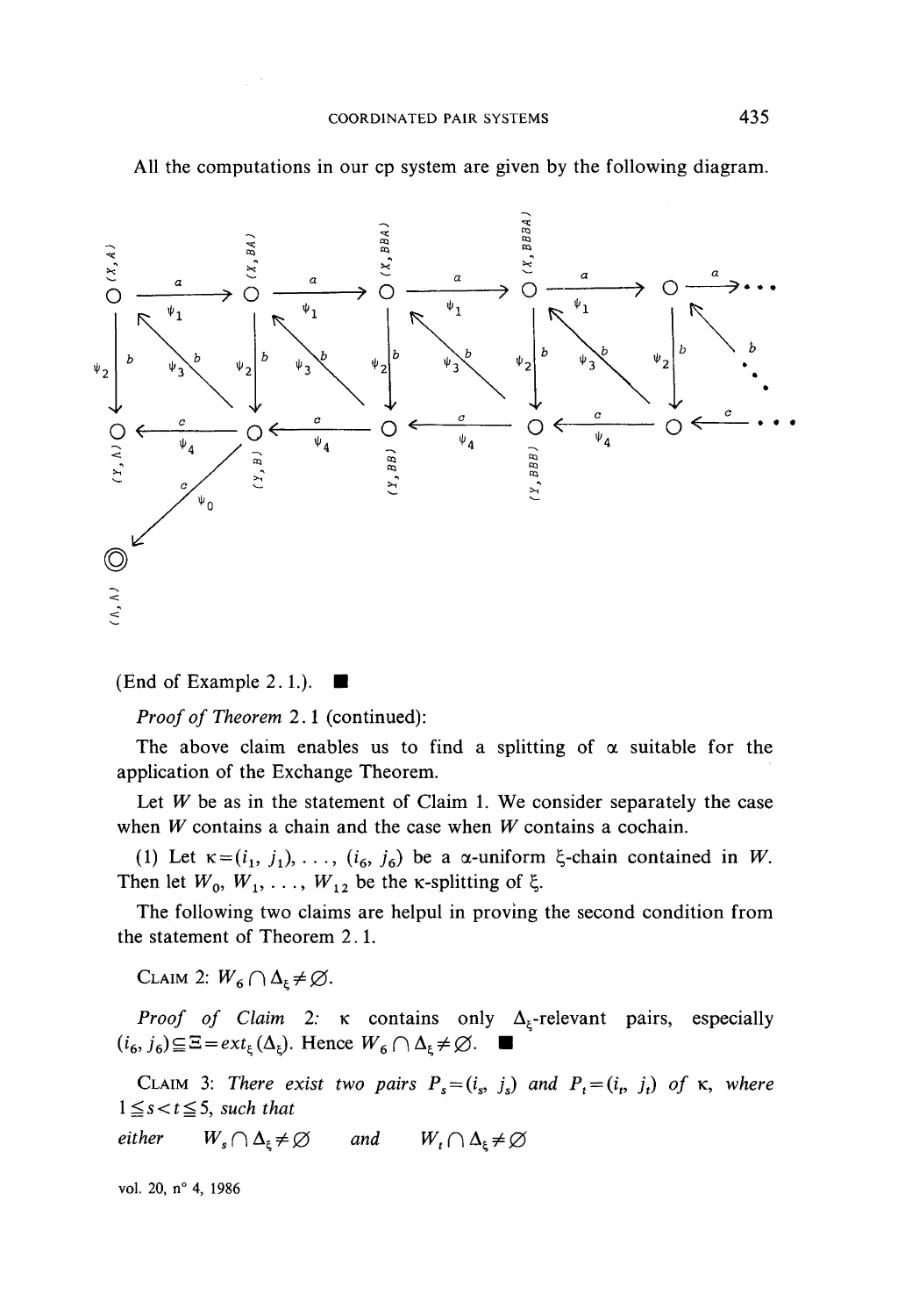All the computations in our cp system are given by the following diagram.

(End of Example 2.1.). ■

*Proof of Theorem* 2.1 (continued):

The above claim enables us to find a splitting of $\alpha$ suitable for the application of the Exchange Theorem.

Let $W$ be as in the statement of Claim 1. We consider separately the case when $W$ contains a chain and the case when $W$ contains a cochain.

(1) Let $\kappa = (i_1, j_1), \ldots, (i_6, j_6)$ be a $\alpha$-uniform $\xi$-chain contained in $W$. Then let $W_0, W_1, \ldots, W_{12}$ be the $\kappa$-splitting of $\xi$.

The following two claims are helpul in proving the second condition from the statement of Theorem 2.1.

CLAIM 2: *$W_6 \cap \Delta_\xi \neq \varnothing$.*

*Proof of Claim 2:* $\kappa$ contains only $\Delta_\xi$-relevant pairs, especially $(i_6, j_6) \subseteq \Xi = ext_\xi(\Delta_\xi)$. Hence $W_6 \cap \Delta_\xi \neq \varnothing$. ■

CLAIM 3: *There exist two pairs $P_s = (i_s, j_s)$ and $P_t = (i_t, j_t)$ of $\kappa$, where $1 \leqq s < t \leqq 5$, such that*

*either* $\quad W_s \cap \Delta_\xi \neq \varnothing \quad$ *and* $\quad W_t \cap \Delta_\xi \neq \varnothing$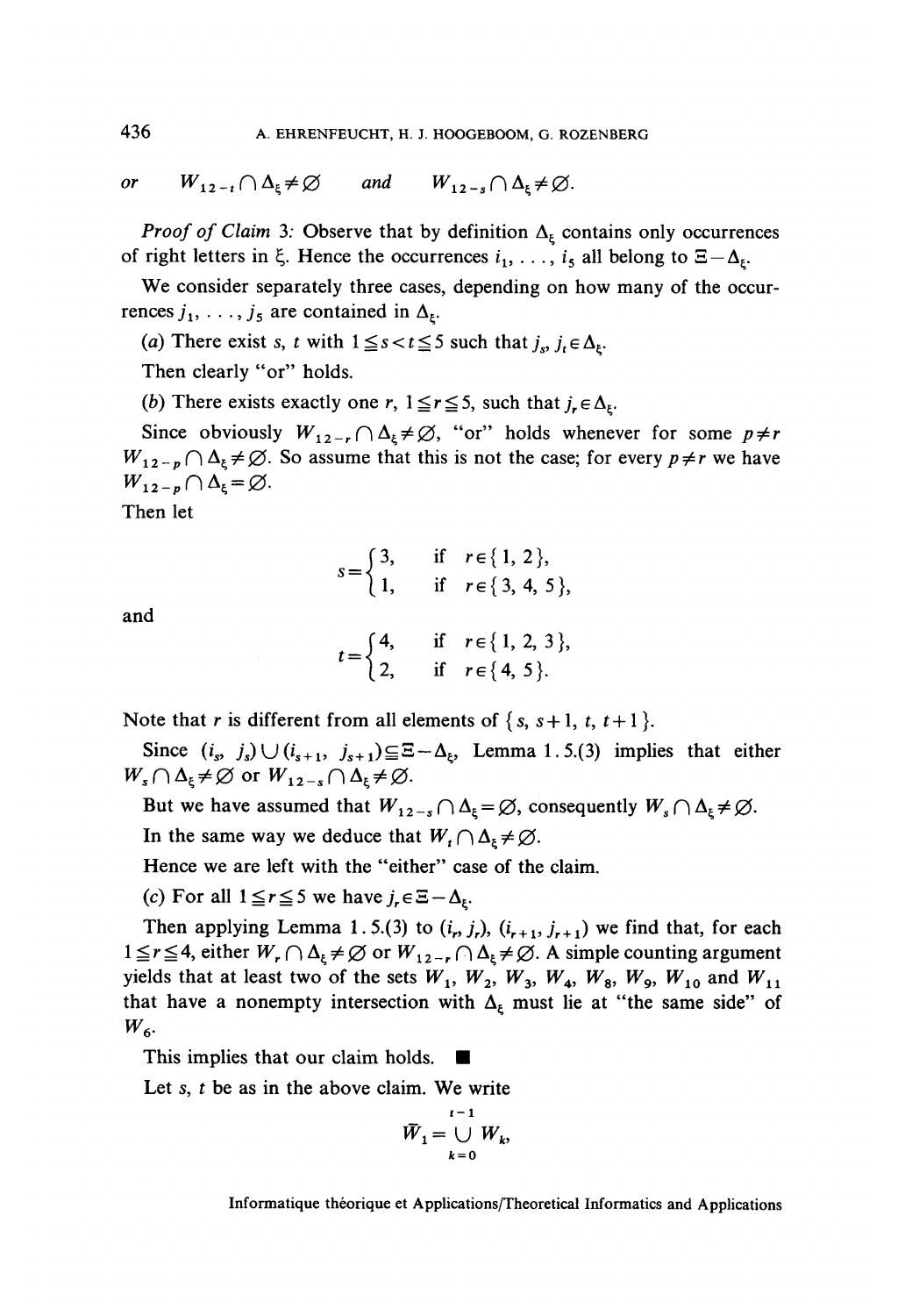*or* $\quad W_{12-t} \cap \Delta_\xi \neq \varnothing \quad$ *and* $\quad W_{12-s} \cap \Delta_\xi \neq \varnothing$.

*Proof of Claim* 3: Observe that by definition $\Delta_\xi$ contains only occurrences of right letters in $\xi$. Hence the occurrences $i_1, \ldots, i_5$ all belong to $\Xi - \Delta_\xi$.

We consider separately three cases, depending on how many of the occurrences $j_1, \ldots, j_5$ are contained in $\Delta_\xi$.

(*a*) There exist $s$, $t$ with $1 \leqq s < t \leqq 5$ such that $j_s, j_t \in \Delta_\xi$.

Then clearly "or" holds.

(*b*) There exists exactly one $r$, $1 \leqq r \leqq 5$, such that $j_r \in \Delta_\xi$.

Since obviously $W_{12-r} \cap \Delta_\xi \neq \varnothing$, "or" holds whenever for some $p \neq r$ $W_{12-p} \cap \Delta_\xi \neq \varnothing$. So assume that this is not the case; for every $p \neq r$ we have $W_{12-p} \cap \Delta_\xi = \varnothing$.

Then let

$$s = \begin{cases} 3, & \text{if } r \in \{1, 2\}, \\ 1, & \text{if } r \in \{3, 4, 5\}, \end{cases}$$

and

$$t = \begin{cases} 4, & \text{if } r \in \{1, 2, 3\}, \\ 2, & \text{if } r \in \{4, 5\}. \end{cases}$$

Note that $r$ is different from all elements of $\{s, s+1, t, t+1\}$.

Since $(i_s, j_s) \cup (i_{s+1}, j_{s+1}) \subseteq \Xi - \Delta_\xi$, Lemma 1.5.(3) implies that either $W_s \cap \Delta_\xi \neq \varnothing$ or $W_{12-s} \cap \Delta_\xi \neq \varnothing$.

But we have assumed that $W_{12-s} \cap \Delta_\xi = \varnothing$, consequently $W_s \cap \Delta_\xi \neq \varnothing$.

In the same way we deduce that $W_t \cap \Delta_\xi \neq \varnothing$.

Hence we are left with the "either" case of the claim.

(*c*) For all $1 \leqq r \leqq 5$ we have $j_r \in \Xi - \Delta_\xi$.

Then applying Lemma 1.5.(3) to $(i_r, j_r)$, $(i_{r+1}, j_{r+1})$ we find that, for each $1 \leqq r \leqq 4$, either $W_r \cap \Delta_\xi \neq \varnothing$ or $W_{12-r} \cap \Delta_\xi \neq \varnothing$. A simple counting argument yields that at least two of the sets $W_1$, $W_2$, $W_3$, $W_4$, $W_8$, $W_9$, $W_{10}$ and $W_{11}$ that have a nonempty intersection with $\Delta_\xi$ must lie at "the same side" of $W_6$.

This implies that our claim holds. ■

Let $s$, $t$ be as in the above claim. We write

$$\bar{W}_1 = \bigcup_{k=0}^{t-1} W_k,$$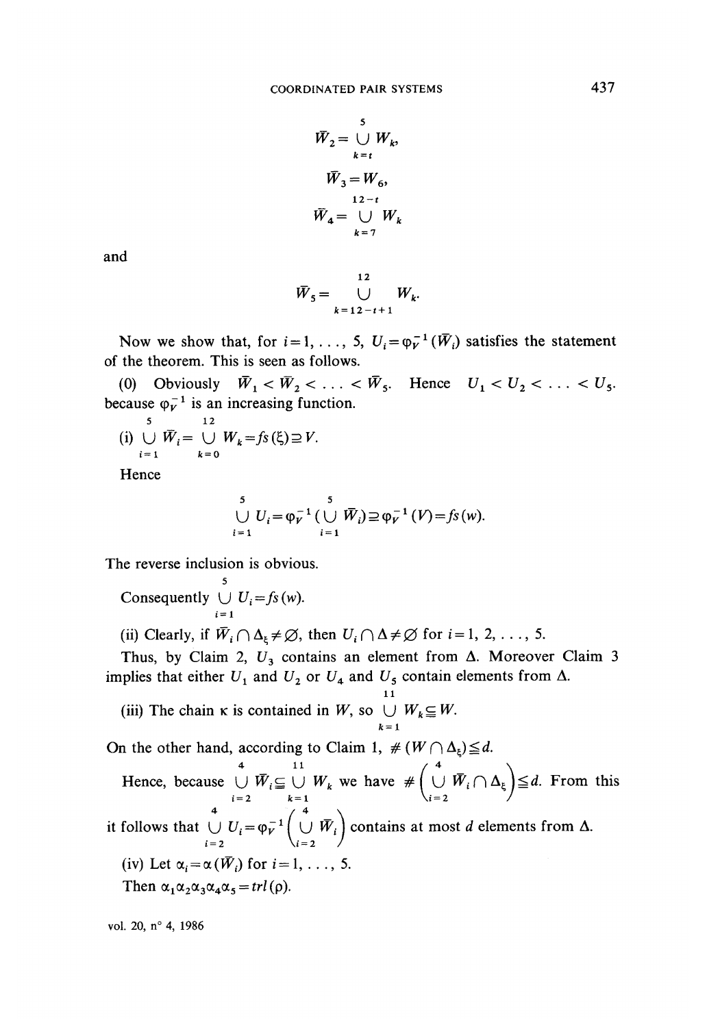$$\bar{W}_2 = \bigcup_{k=t}^{5} W_k,$$

$$\bar{W}_3 = W_6,$$

$$\bar{W}_4 = \bigcup_{k=7}^{12-t} W_k$$

and

$$\bar{W}_5 = \bigcup_{k=12-t+1}^{12} W_k.$$

Now we show that, for $i=1, \ldots, 5$, $U_i = \varphi_V^{-1}(\bar{W}_i)$ satisfies the statement of the theorem. This is seen as follows.

(0) Obviously $\bar{W}_1 < \bar{W}_2 < \ldots < \bar{W}_5$. Hence $U_1 < U_2 < \ldots < U_5$. because $\varphi_V^{-1}$ is an increasing function.

(i) $\bigcup_{i=1}^{5} \bar{W}_i = \bigcup_{k=0}^{12} W_k = fs(\xi) \supseteq V$.

Hence

$$\bigcup_{i=1}^{5} U_i = \varphi_V^{-1}\left(\bigcup_{i=1}^{5} \bar{W}_i\right) \supseteq \varphi_V^{-1}(V) = fs(w).$$

The reverse inclusion is obvious.

Consequently $\bigcup_{i=1}^{5} U_i = fs(w)$.

(ii) Clearly, if $\bar{W}_i \cap \Delta_\xi \neq \varnothing$, then $U_i \cap \Delta \neq \varnothing$ for $i=1, 2, \ldots, 5$.

Thus, by Claim 2, $U_3$ contains an element from $\Delta$. Moreover Claim 3 implies that either $U_1$ and $U_2$ or $U_4$ and $U_5$ contain elements from $\Delta$.

(iii) The chain $\kappa$ is contained in $W$, so $\bigcup_{k=1}^{11} W_k \subseteq W$.

On the other hand, according to Claim 1, $\#(W \cap \Delta_\xi) \leqq d$.

Hence, because $\bigcup_{i=2}^{4} \bar{W}_i \subseteq \bigcup_{k=1}^{11} W_k$ we have $\#\left(\bigcup_{i=2}^{4} \bar{W}_i \cap \Delta_\xi\right) \leqq d$. From this it follows that $\bigcup_{i=2}^{4} U_i = \varphi_V^{-1}\left(\bigcup_{i=2}^{4} \bar{W}_i\right)$ contains at most $d$ elements from $\Delta$.

(iv) Let $\alpha_i = \alpha(\bar{W}_i)$ for $i=1, \ldots, 5$.

Then $\alpha_1 \alpha_2 \alpha_3 \alpha_4 \alpha_5 = trl(\rho)$.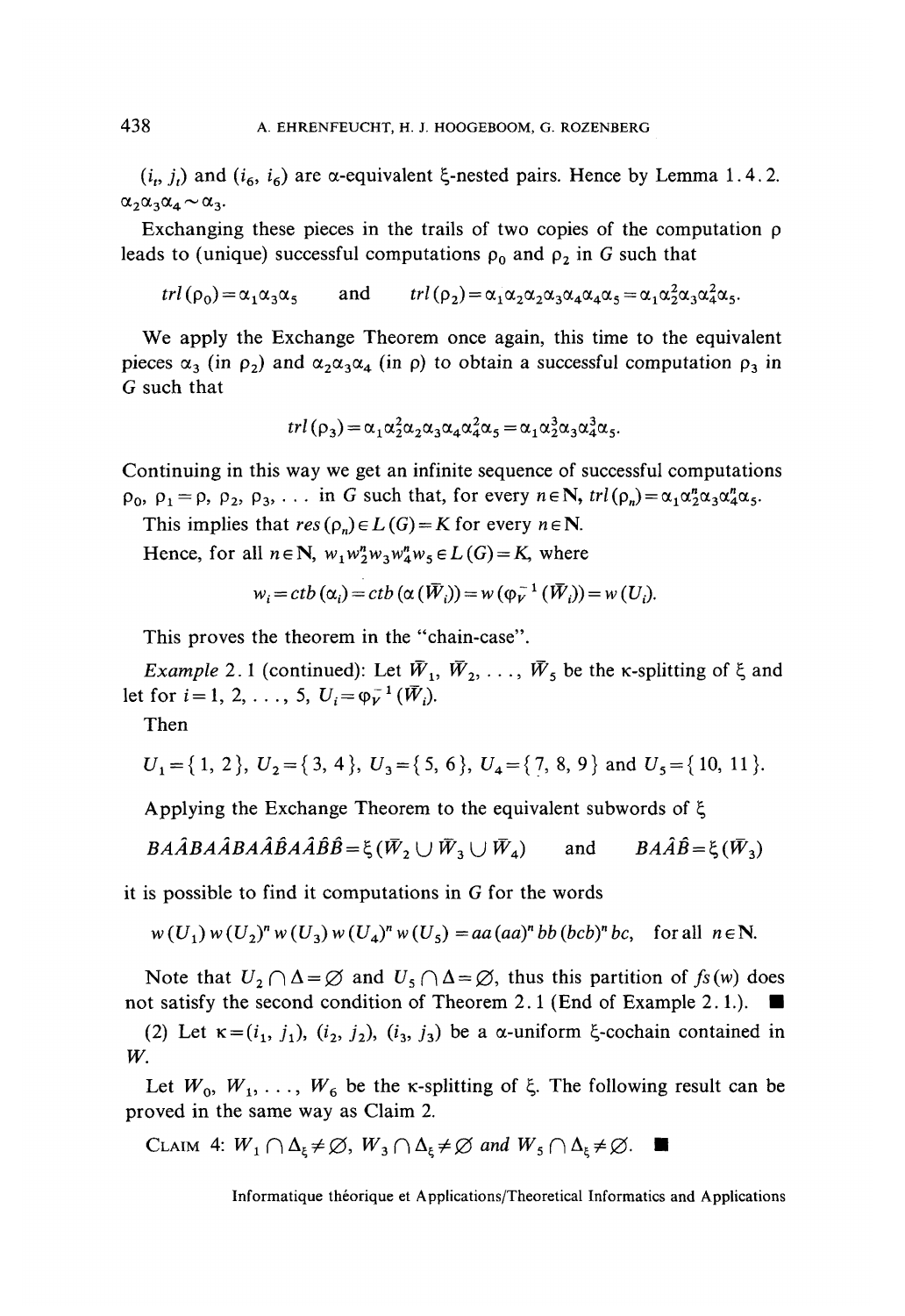$(i_t, j_t)$ and $(i_6, i_6)$ are α-equivalent ξ-nested pairs. Hence by Lemma 1.4.2. $\alpha_2\alpha_3\alpha_4 \sim \alpha_3$.

Exchanging these pieces in the trails of two copies of the computation ρ leads to (unique) successful computations $\rho_0$ and $\rho_2$ in $G$ such that

$$trl(\rho_0) = \alpha_1\alpha_3\alpha_5 \quad \text{and} \quad trl(\rho_2) = \alpha_1\alpha_2\alpha_2\alpha_3\alpha_4\alpha_4\alpha_5 = \alpha_1\alpha_2^2\alpha_3\alpha_4^2\alpha_5.$$

We apply the Exchange Theorem once again, this time to the equivalent pieces $\alpha_3$ (in $\rho_2$) and $\alpha_2\alpha_3\alpha_4$ (in ρ) to obtain a successful computation $\rho_3$ in $G$ such that

$$trl(\rho_3) = \alpha_1\alpha_2^2\alpha_2\alpha_3\alpha_4\alpha_4^2\alpha_5 = \alpha_1\alpha_2^3\alpha_3\alpha_4^3\alpha_5.$$

Continuing in this way we get an infinite sequence of successful computations $\rho_0, \rho_1 = \rho, \rho_2, \rho_3, \ldots$ in $G$ such that, for every $n \in \mathbf{N}$, $trl(\rho_n) = \alpha_1\alpha_2^n\alpha_3\alpha_4^n\alpha_5$.

This implies that $res(\rho_n) \in L(G) = K$ for every $n \in \mathbf{N}$.

Hence, for all $n \in \mathbf{N}$, $w_1 w_2^n w_3 w_4^n w_5 \in L(G) = K$, where

$$w_i = ctb(\alpha_i) = ctb(\alpha(\bar{W}_i)) = w(\varphi_V^{-1}(\bar{W}_i)) = w(U_i).$$

This proves the theorem in the "chain-case".

*Example* 2.1 (continued): Let $\bar{W}_1, \bar{W}_2, \ldots, \bar{W}_5$ be the κ-splitting of ξ and let for $i = 1, 2, \ldots, 5$, $U_i = \varphi_V^{-1}(\bar{W}_i)$.

Then

$$U_1 = \{1, 2\},\ U_2 = \{3, 4\},\ U_3 = \{5, 6\},\ U_4 = \{7, 8, 9\} \text{ and } U_5 = \{10, 11\}.$$

Applying the Exchange Theorem to the equivalent subwords of ξ

$$BA\hat{A}BA\hat{A}BA\hat{A}\hat{B}A\hat{A}\hat{B}\hat{B} = \xi(\bar{W}_2 \cup \bar{W}_3 \cup \bar{W}_4) \quad \text{and} \quad BA\hat{A}\hat{B} = \xi(\bar{W}_3)$$

it is possible to find it computations in $G$ for the words

$$w(U_1)\,w(U_2)^n\,w(U_3)\,w(U_4)^n\,w(U_5) = aa\,(aa)^n\,bb\,(bcb)^n\,bc, \quad \text{for all } n \in \mathbf{N}.$$

Note that $U_2 \cap \Delta = \varnothing$ and $U_5 \cap \Delta = \varnothing$, thus this partition of $fs(w)$ does not satisfy the second condition of Theorem 2.1 (End of Example 2.1.). ∎

(2) Let $\kappa = (i_1, j_1), (i_2, j_2), (i_3, j_3)$ be a α-uniform ξ-cochain contained in $W$.

Let $W_0, W_1, \ldots, W_6$ be the κ-splitting of ξ. The following result can be proved in the same way as Claim 2.

CLAIM 4: *$W_1 \cap \Delta_\xi \neq \varnothing$, $W_3 \cap \Delta_\xi \neq \varnothing$ and $W_5 \cap \Delta_\xi \neq \varnothing$.* ∎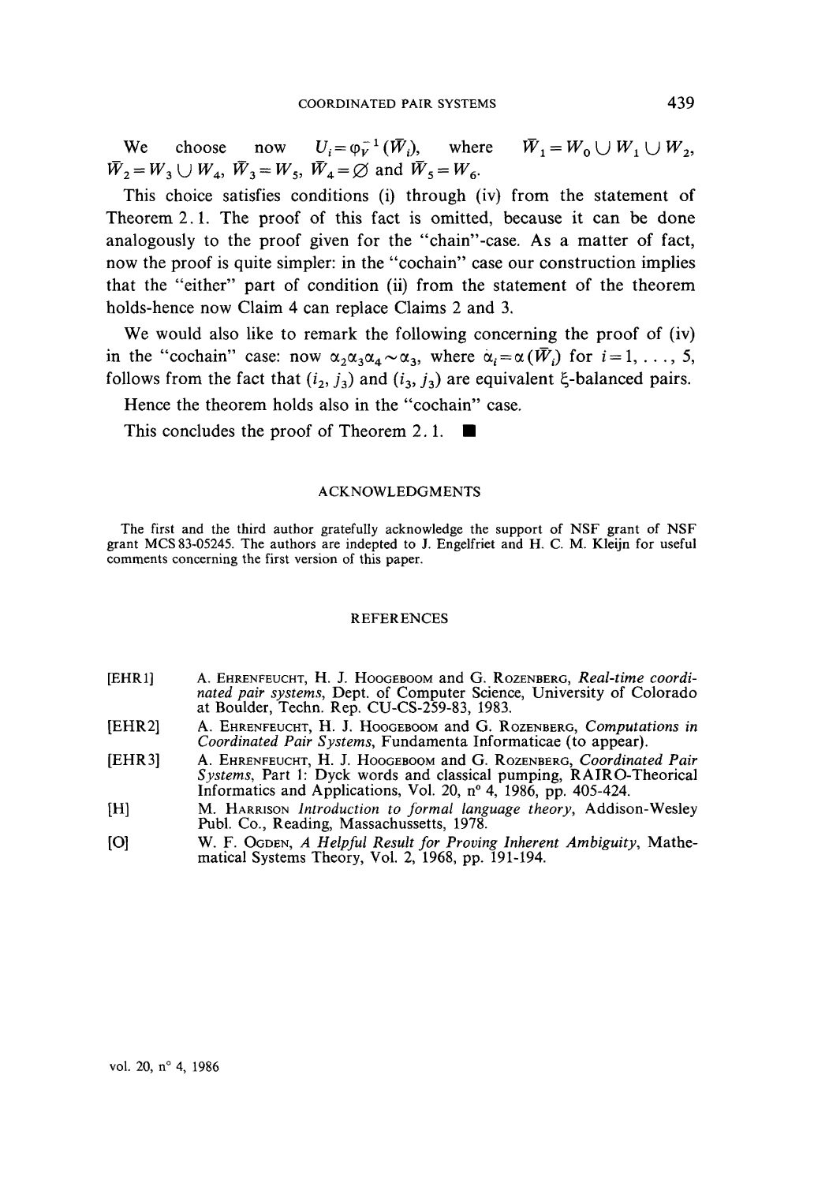We choose now $U_i = \varphi_V^{-1}(\bar{W}_i)$, where $\bar{W}_1 = W_0 \cup W_1 \cup W_2$, $\bar{W}_2 = W_3 \cup W_4$, $\bar{W}_3 = W_5$, $\bar{W}_4 = \varnothing$ and $\bar{W}_5 = W_6$.

This choice satisfies conditions (i) through (iv) from the statement of Theorem 2.1. The proof of this fact is omitted, because it can be done analogously to the proof given for the "chain"-case. As a matter of fact, now the proof is quite simpler: in the "cochain" case our construction implies that the "either" part of condition (ii) from the statement of the theorem holds-hence now Claim 4 can replace Claims 2 and 3.

We would also like to remark the following concerning the proof of (iv) in the "cochain" case: now $\alpha_2 \alpha_3 \alpha_4 \sim \alpha_3$, where $\alpha_i = \alpha(\bar{W}_i)$ for $i = 1, \ldots, 5$, follows from the fact that $(i_2, j_3)$ and $(i_3, j_3)$ are equivalent $\xi$-balanced pairs.

Hence the theorem holds also in the "cochain" case.

This concludes the proof of Theorem 2.1. ■

## ACKNOWLEDGMENTS

The first and the third author gratefully acknowledge the support of NSF grant of NSF grant MCS 83-05245. The authors are indepted to J. Engelfriet and H. C. M. Kleijn for useful comments concerning the first version of this paper.

## REFERENCES

[EHR1] A. Ehrenfeucht, H. J. Hoogeboom and G. Rozenberg, *Real-time coordinated pair systems*, Dept. of Computer Science, University of Colorado at Boulder, Techn. Rep. CU-CS-259-83, 1983.

[EHR2] A. Ehrenfeucht, H. J. Hoogeboom and G. Rozenberg, *Computations in Coordinated Pair Systems*, Fundamenta Informaticae (to appear).

[EHR3] A. Ehrenfeucht, H. J. Hoogeboom and G. Rozenberg, *Coordinated Pair Systems*, Part 1: Dyck words and classical pumping, RAIRO-Theorical Informatics and Applications, Vol. 20, n° 4, 1986, pp. 405-424.

[H] M. Harrison *Introduction to formal language theory*, Addison-Wesley Publ. Co., Reading, Massachussetts, 1978.

[O] W. F. Ogden, *A Helpful Result for Proving Inherent Ambiguity*, Mathematical Systems Theory, Vol. 2, 1968, pp. 191-194.